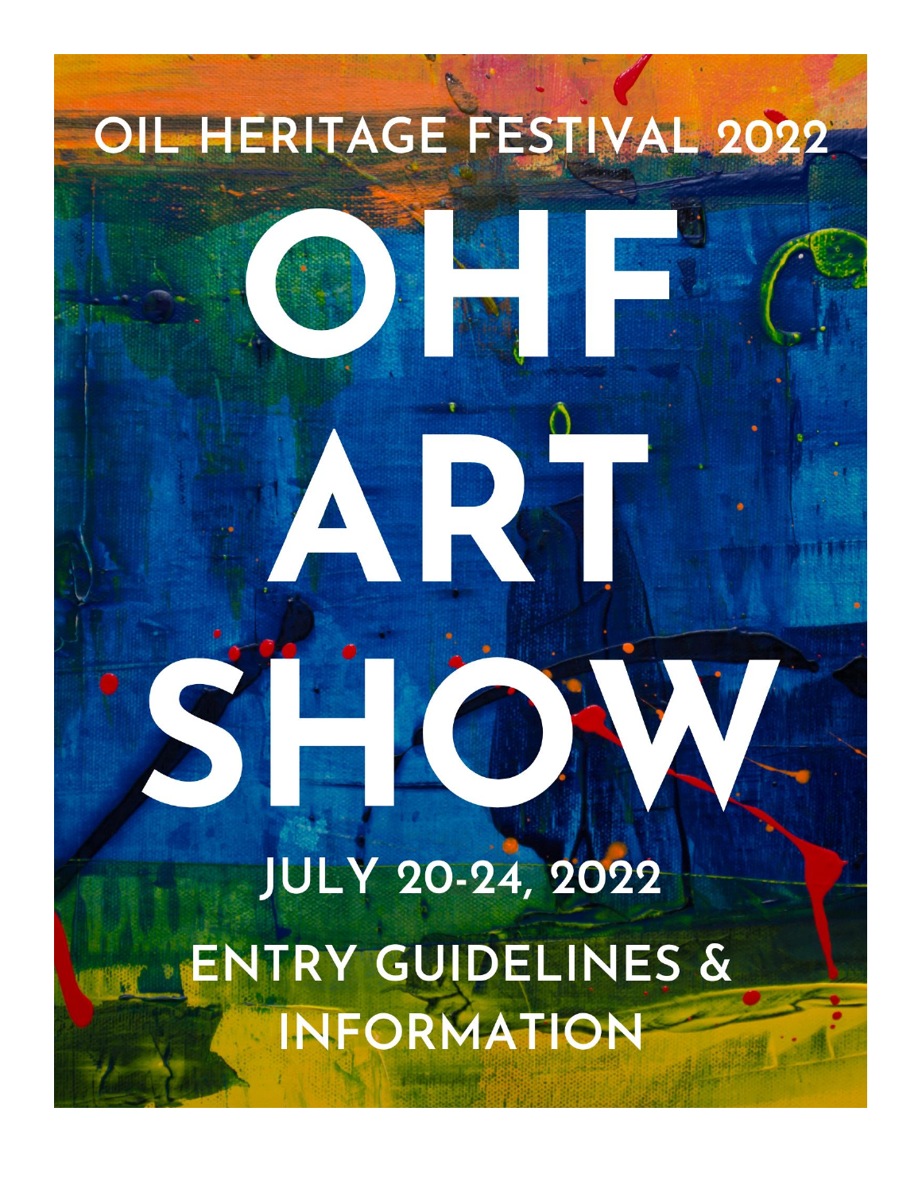# OIL HERITAGE FESTIVAL 2022

# OHF ART SHOW

## JULY 20-24, 2022

## ENTRY GUIDELINES & INFORMATION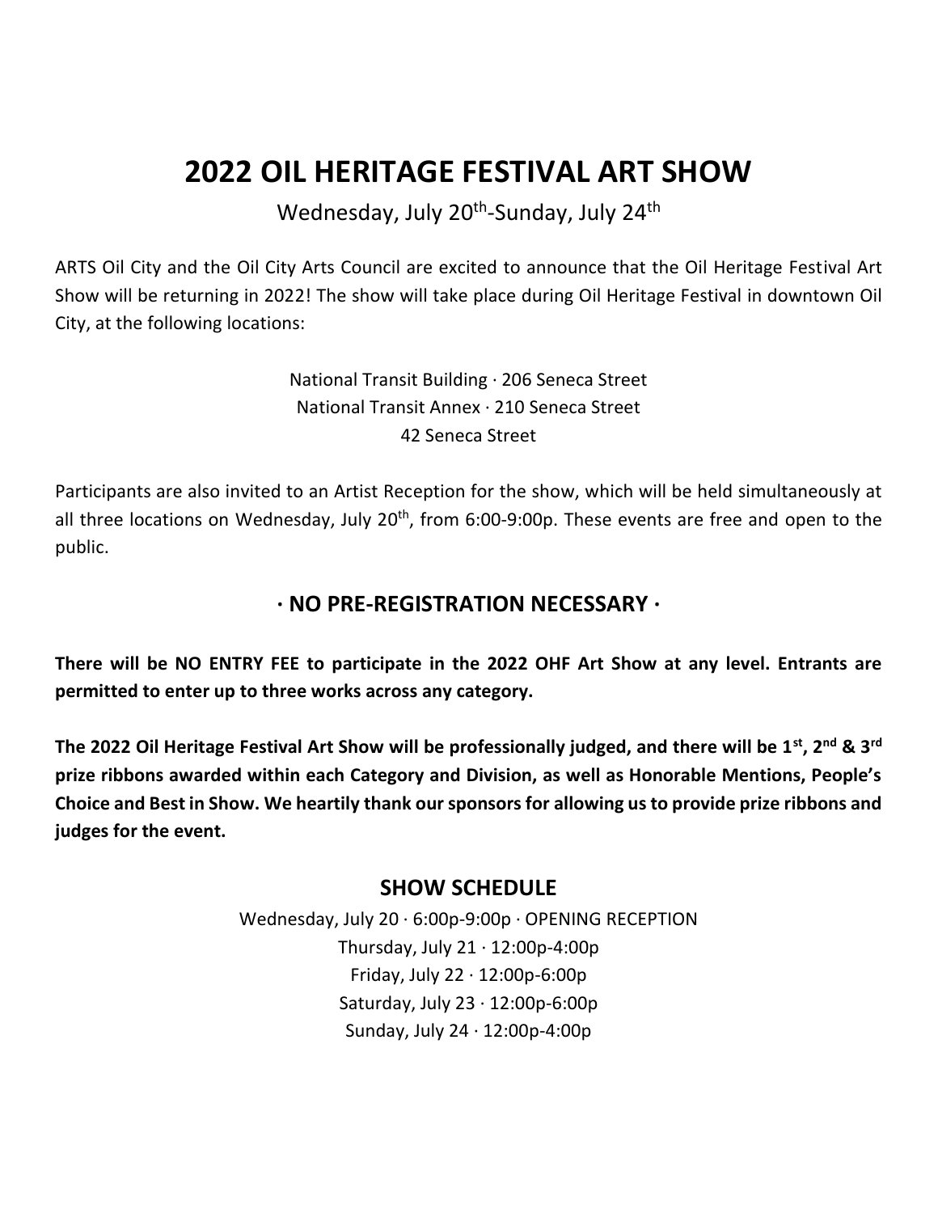# 2022 OIL HERITAGE FESTIVAL ART SHOW

Wednesday, July 20th-Sunday, July 24th

ARTS Oil City and the Oil City Arts Council are excited to announce that the Oil Heritage Festival Art Show will be returning in 2022! The show will take place during Oil Heritage Festival in downtown Oil City, at the following locations:

National Transit Building · 206 Seneca Street
National Transit Annex · 210 Seneca Street
42 Seneca Street

Participants are also invited to an Artist Reception for the show, which will be held simultaneously at all three locations on Wednesday, July 20th, from 6:00-9:00p. These events are free and open to the public.

## · NO PRE-REGISTRATION NECESSARY ·

**There will be NO ENTRY FEE to participate in the 2022 OHF Art Show at any level. Entrants are permitted to enter up to three works across any category.**

**The 2022 Oil Heritage Festival Art Show will be professionally judged, and there will be 1st, 2nd & 3rd prize ribbons awarded within each Category and Division, as well as Honorable Mentions, People's Choice and Best in Show. We heartily thank our sponsors for allowing us to provide prize ribbons and judges for the event.**

## SHOW SCHEDULE

Wednesday, July 20 · 6:00p-9:00p · OPENING RECEPTION
Thursday, July 21 · 12:00p-4:00p
Friday, July 22 · 12:00p-6:00p
Saturday, July 23 · 12:00p-6:00p
Sunday, July 24 · 12:00p-4:00p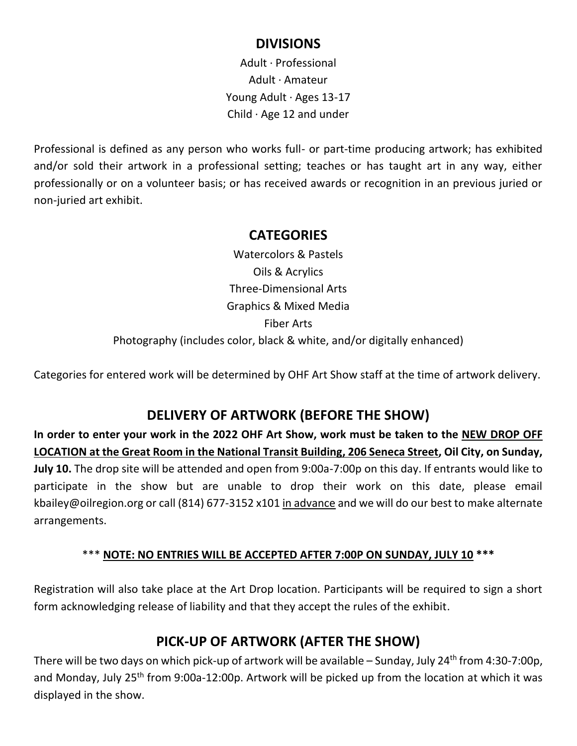## DIVISIONS

Adult · Professional
Adult · Amateur
Young Adult · Ages 13-17
Child · Age 12 and under

Professional is defined as any person who works full- or part-time producing artwork; has exhibited and/or sold their artwork in a professional setting; teaches or has taught art in any way, either professionally or on a volunteer basis; or has received awards or recognition in an previous juried or non-juried art exhibit.

## CATEGORIES

Watercolors & Pastels
Oils & Acrylics
Three-Dimensional Arts
Graphics & Mixed Media
Fiber Arts
Photography (includes color, black & white, and/or digitally enhanced)

Categories for entered work will be determined by OHF Art Show staff at the time of artwork delivery.

## DELIVERY OF ARTWORK (BEFORE THE SHOW)

**In order to enter your work in the 2022 OHF Art Show, work must be taken to the NEW DROP OFF LOCATION at the Great Room in the National Transit Building, 206 Seneca Street, Oil City, on Sunday, July 10.** The drop site will be attended and open from 9:00a-7:00p on this day. If entrants would like to participate in the show but are unable to drop their work on this date, please email kbailey@oilregion.org or call (814) 677-3152 x101 in advance and we will do our best to make alternate arrangements.

\*\*\* **NOTE: NO ENTRIES WILL BE ACCEPTED AFTER 7:00P ON SUNDAY, JULY 10** \*\*\*

Registration will also take place at the Art Drop location. Participants will be required to sign a short form acknowledging release of liability and that they accept the rules of the exhibit.

## PICK-UP OF ARTWORK (AFTER THE SHOW)

There will be two days on which pick-up of artwork will be available – Sunday, July 24th from 4:30-7:00p, and Monday, July 25th from 9:00a-12:00p. Artwork will be picked up from the location at which it was displayed in the show.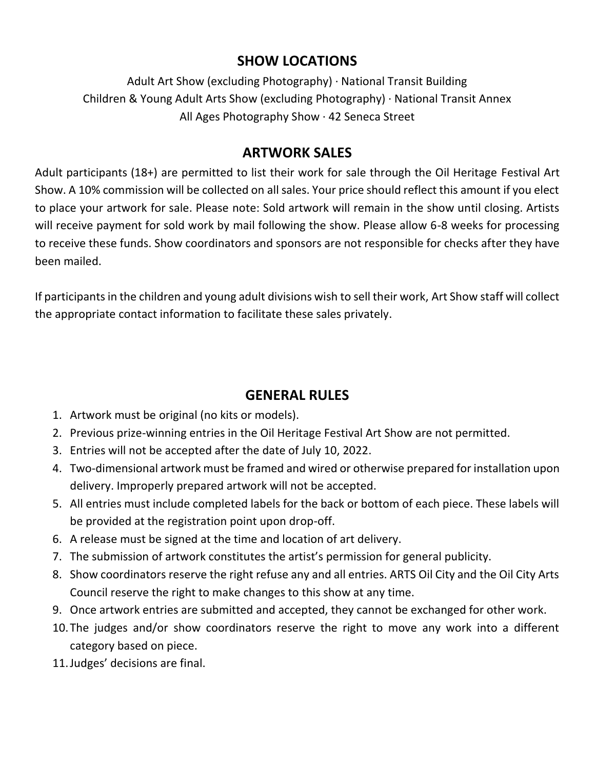## SHOW LOCATIONS

Adult Art Show (excluding Photography) · National Transit Building
Children & Young Adult Arts Show (excluding Photography) · National Transit Annex
All Ages Photography Show · 42 Seneca Street

## ARTWORK SALES

Adult participants (18+) are permitted to list their work for sale through the Oil Heritage Festival Art Show. A 10% commission will be collected on all sales. Your price should reflect this amount if you elect to place your artwork for sale. Please note: Sold artwork will remain in the show until closing. Artists will receive payment for sold work by mail following the show. Please allow 6-8 weeks for processing to receive these funds. Show coordinators and sponsors are not responsible for checks after they have been mailed.

If participants in the children and young adult divisions wish to sell their work, Art Show staff will collect the appropriate contact information to facilitate these sales privately.

## GENERAL RULES

1. Artwork must be original (no kits or models).
2. Previous prize-winning entries in the Oil Heritage Festival Art Show are not permitted.
3. Entries will not be accepted after the date of July 10, 2022.
4. Two-dimensional artwork must be framed and wired or otherwise prepared for installation upon delivery. Improperly prepared artwork will not be accepted.
5. All entries must include completed labels for the back or bottom of each piece. These labels will be provided at the registration point upon drop-off.
6. A release must be signed at the time and location of art delivery.
7. The submission of artwork constitutes the artist's permission for general publicity.
8. Show coordinators reserve the right refuse any and all entries. ARTS Oil City and the Oil City Arts Council reserve the right to make changes to this show at any time.
9. Once artwork entries are submitted and accepted, they cannot be exchanged for other work.
10. The judges and/or show coordinators reserve the right to move any work into a different category based on piece.
11. Judges' decisions are final.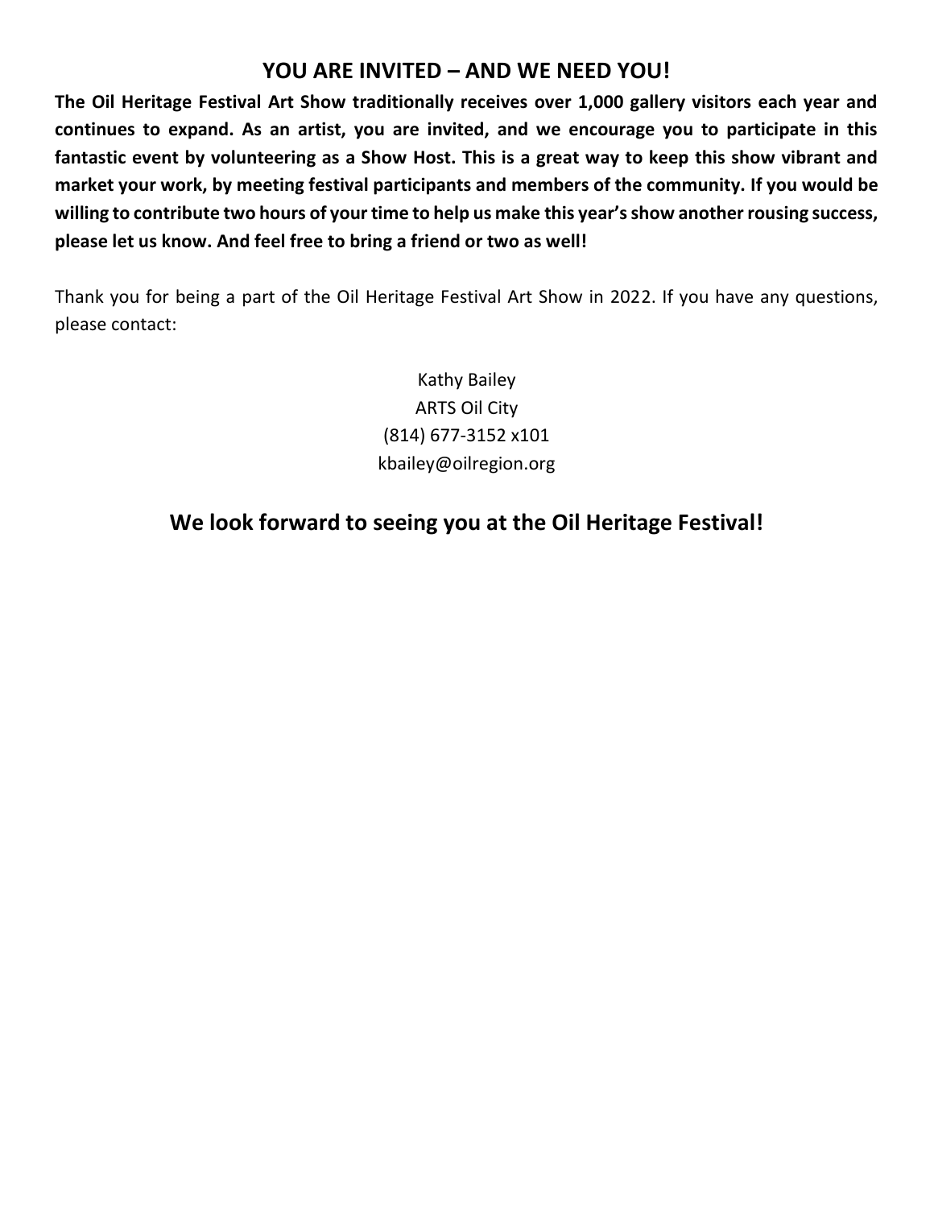## YOU ARE INVITED – AND WE NEED YOU!

**The Oil Heritage Festival Art Show traditionally receives over 1,000 gallery visitors each year and continues to expand. As an artist, you are invited, and we encourage you to participate in this fantastic event by volunteering as a Show Host. This is a great way to keep this show vibrant and market your work, by meeting festival participants and members of the community. If you would be willing to contribute two hours of your time to help us make this year's show another rousing success, please let us know. And feel free to bring a friend or two as well!**

Thank you for being a part of the Oil Heritage Festival Art Show in 2022. If you have any questions, please contact:

Kathy Bailey
ARTS Oil City
(814) 677-3152 x101
kbailey@oilregion.org

## We look forward to seeing you at the Oil Heritage Festival!